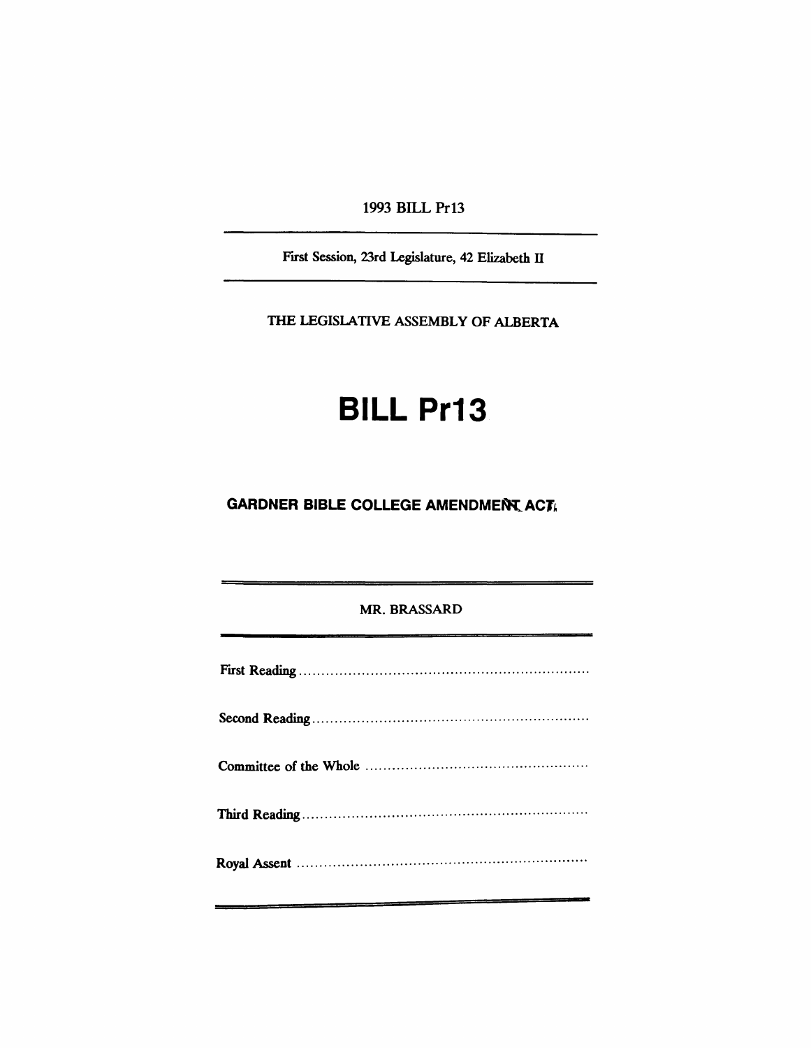1993 BILL Pr13

---

First Session, 23rd Legislature, 42 Elizabeth II

---

THE LEGISLATIVE ASSEMBLY OF ALBERTA

# BILL Pr13

## GARDNER BIBLE COLLEGE AMENDMENT ACT

---

MR. BRASSARD

---

First Reading ..................................................................

Second Reading ..................................................................

Committee of the Whole ..................................................................

Third Reading ..................................................................

Royal Assent ..................................................................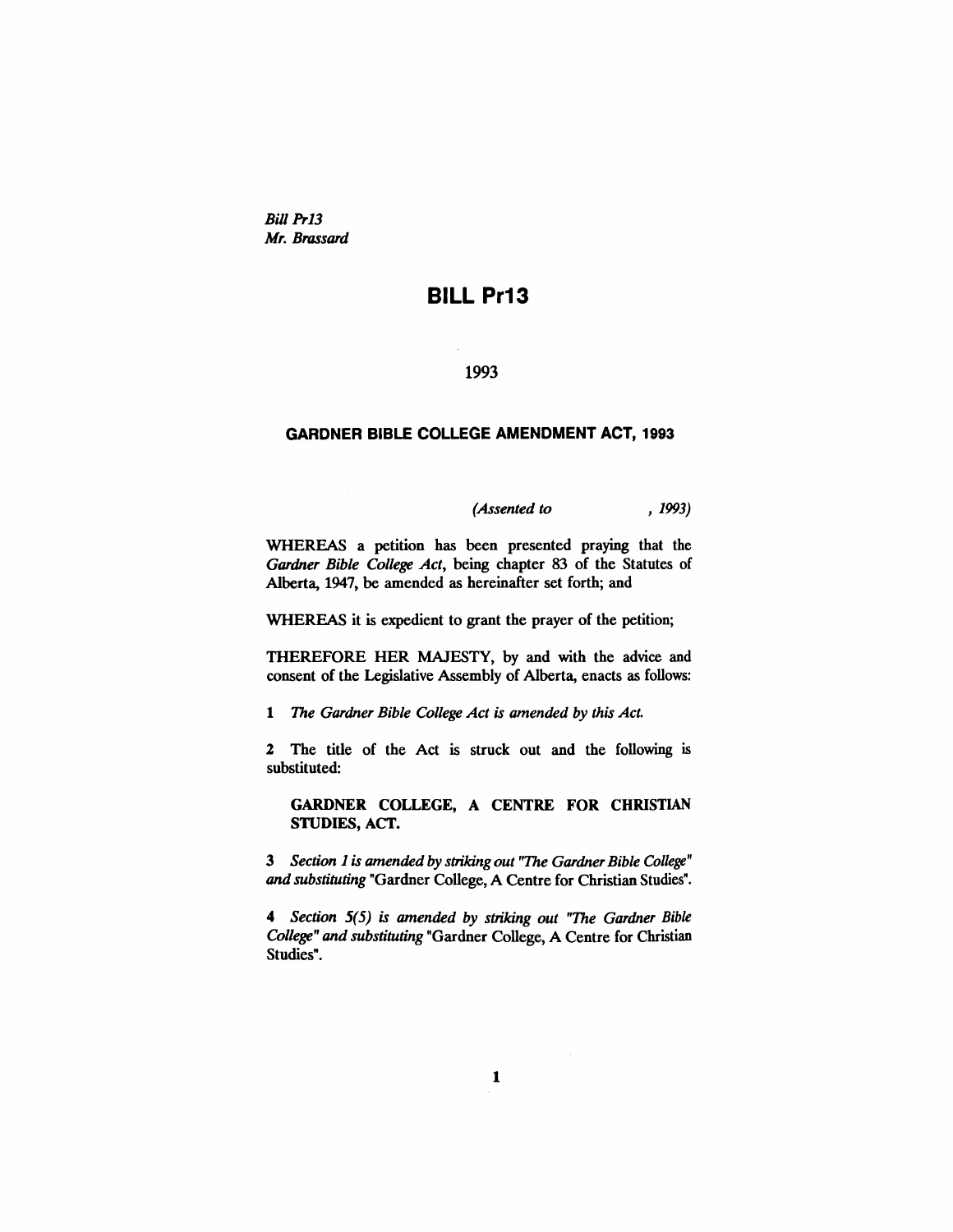*Bill Pr13*
*Mr. Brassard*

# BILL Pr13

1993

## GARDNER BIBLE COLLEGE AMENDMENT ACT, 1993

*(Assented to , 1993)*

WHEREAS a petition has been presented praying that the *Gardner Bible College Act*, being chapter 83 of the Statutes of Alberta, 1947, be amended as hereinafter set forth; and

WHEREAS it is expedient to grant the prayer of the petition;

THEREFORE HER MAJESTY, by and with the advice and consent of the Legislative Assembly of Alberta, enacts as follows:

**1** *The Gardner Bible College Act is amended by this Act.*

**2** The title of the Act is struck out and the following is substituted:

> **GARDNER COLLEGE, A CENTRE FOR CHRISTIAN STUDIES, ACT.**

**3** *Section 1 is amended by striking out "The Gardner Bible College" and substituting* "Gardner College, A Centre for Christian Studies".

**4** *Section 5(5) is amended by striking out "The Gardner Bible College" and substituting* "Gardner College, A Centre for Christian Studies".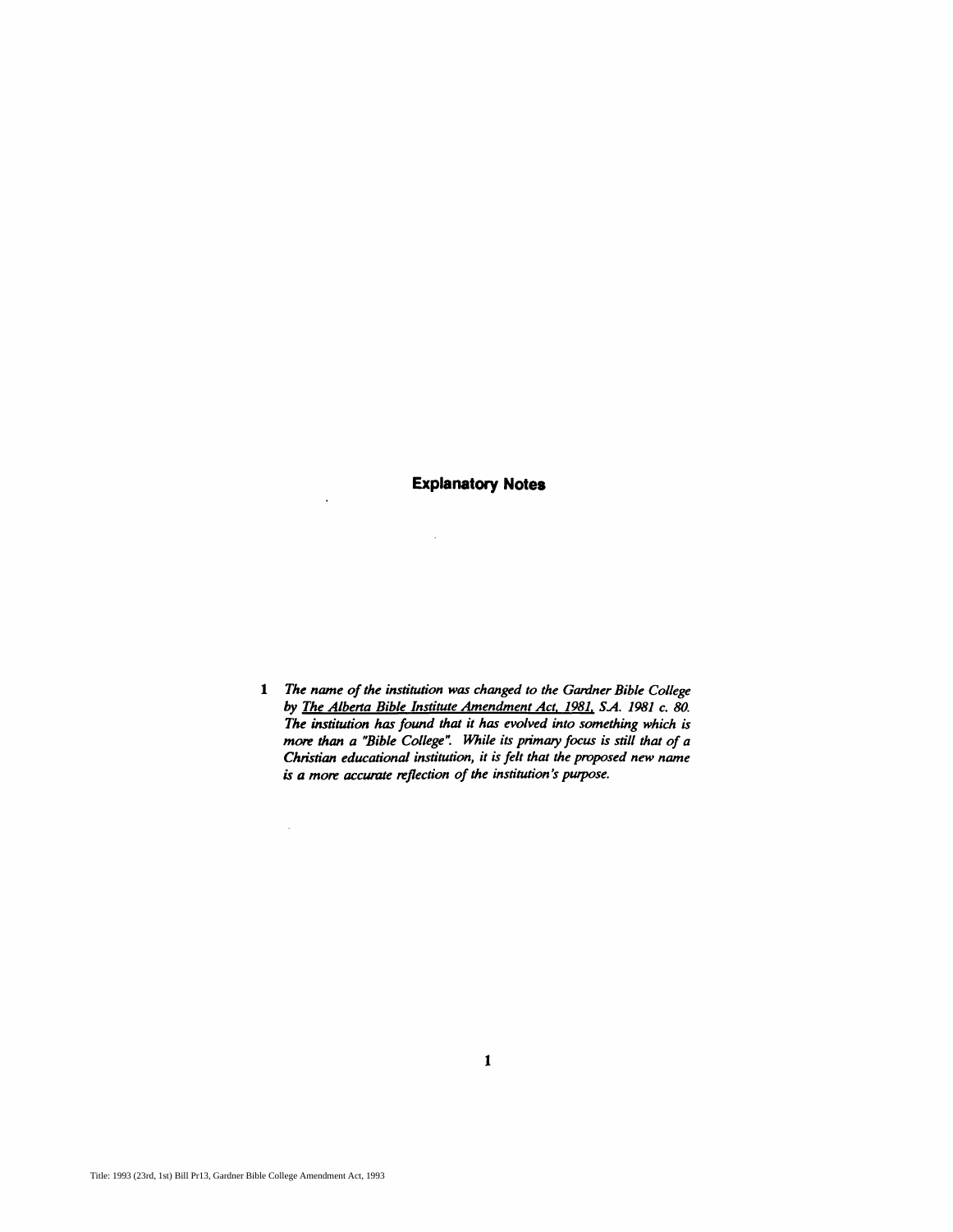## Explanatory Notes

**1** *The name of the institution was changed to the Gardner Bible College by The Alberta Bible Institute Amendment Act, 1981, S.A. 1981 c. 80. The institution has found that it has evolved into something which is more than a "Bible College". While its primary focus is still that of a Christian educational institution, it is felt that the proposed new name is a more accurate reflection of the institution's purpose.*

Title: 1993 (23rd, 1st) Bill Pr13, Gardner Bible College Amendment Act, 1993